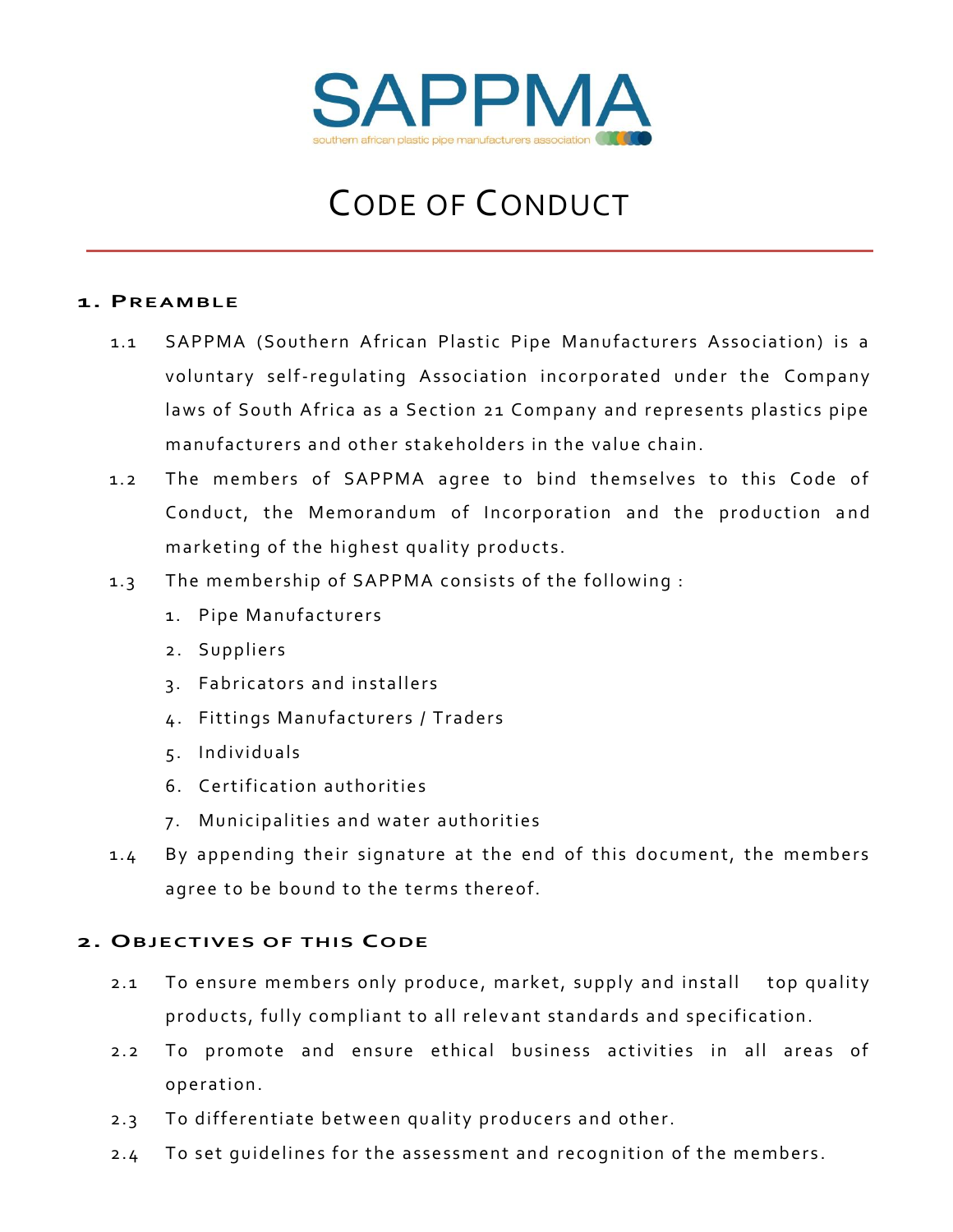SAPPMA

southern african plastic pipe manufacturers association

# CODE OF CONDUCT

## 1. PREAMBLE

1.1 SAPPMA (Southern African Plastic Pipe Manufacturers Association) is a voluntary self-regulating Association incorporated under the Company laws of South Africa as a Section 21 Company and represents plastics pipe manufacturers and other stakeholders in the value chain.

1.2 The members of SAPPMA agree to bind themselves to this Code of Conduct, the Memorandum of Incorporation and the production and marketing of the highest quality products.

1.3 The membership of SAPPMA consists of the following :

1. Pipe Manufacturers
2. Suppliers
3. Fabricators and installers
4. Fittings Manufacturers / Traders
5. Individuals
6. Certification authorities
7. Municipalities and water authorities

1.4 By appending their signature at the end of this document, the members agree to be bound to the terms thereof.

## 2. OBJECTIVES OF THIS CODE

2.1 To ensure members only produce, market, supply and install top quality products, fully compliant to all relevant standards and specification.

2.2 To promote and ensure ethical business activities in all areas of operation.

2.3 To differentiate between quality producers and other.

2.4 To set guidelines for the assessment and recognition of the members.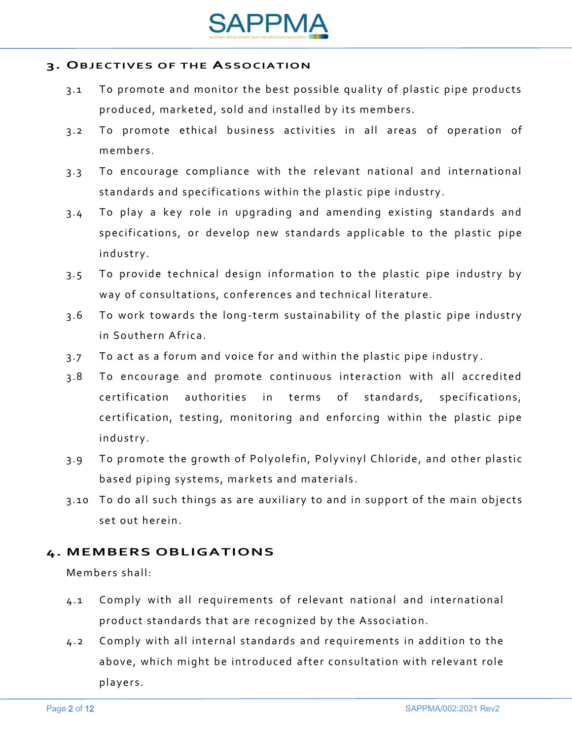## 3. Objectives of the Association

3.1 To promote and monitor the best possible quality of plastic pipe products produced, marketed, sold and installed by its members.

3.2 To promote ethical business activities in all areas of operation of members.

3.3 To encourage compliance with the relevant national and international standards and specifications within the plastic pipe industry.

3.4 To play a key role in upgrading and amending existing standards and specifications, or develop new standards applicable to the plastic pipe industry.

3.5 To provide technical design information to the plastic pipe industry by way of consultations, conferences and technical literature.

3.6 To work towards the long-term sustainability of the plastic pipe industry in Southern Africa.

3.7 To act as a forum and voice for and within the plastic pipe industry.

3.8 To encourage and promote continuous interaction with all accredited certification authorities in terms of standards, specifications, certification, testing, monitoring and enforcing within the plastic pipe industry.

3.9 To promote the growth of Polyolefin, Polyvinyl Chloride, and other plastic based piping systems, markets and materials.

3.10 To do all such things as are auxiliary to and in support of the main objects set out herein.

## 4. MEMBERS OBLIGATIONS

Members shall:

4.1 Comply with all requirements of relevant national and international product standards that are recognized by the Association.

4.2 Comply with all internal standards and requirements in addition to the above, which might be introduced after consultation with relevant role players.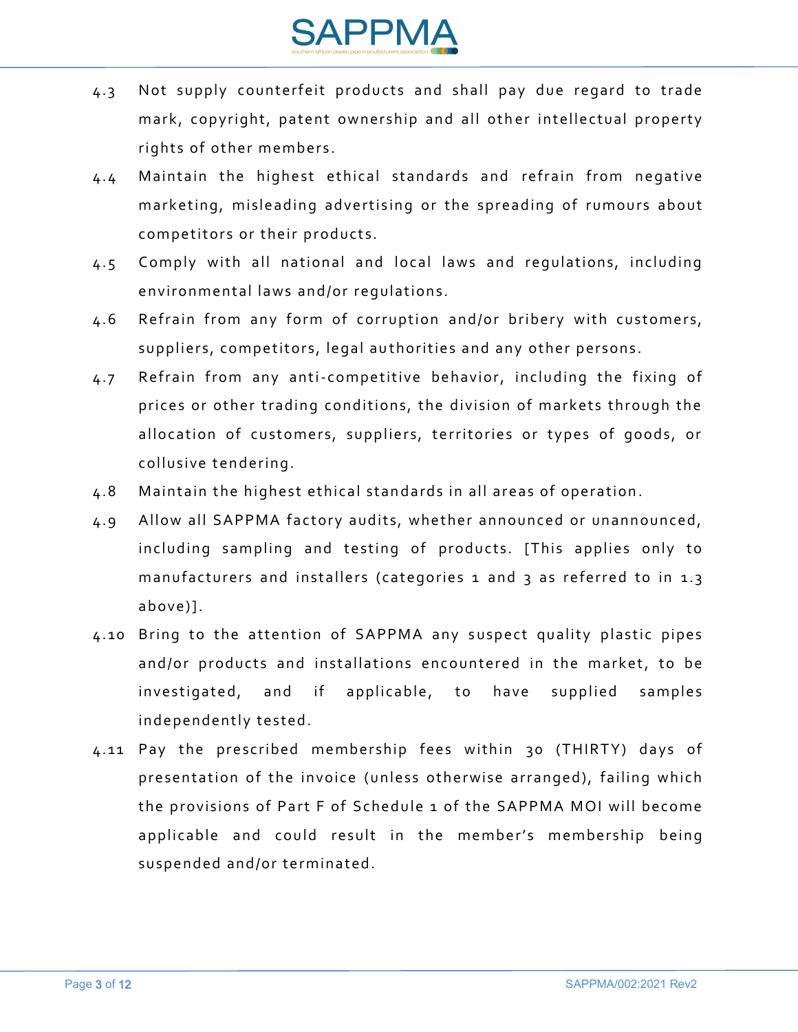4.3 Not supply counterfeit products and shall pay due regard to trade mark, copyright, patent ownership and all other intellectual property rights of other members.

4.4 Maintain the highest ethical standards and refrain from negative marketing, misleading advertising or the spreading of rumours about competitors or their products.

4.5 Comply with all national and local laws and regulations, including environmental laws and/or regulations.

4.6 Refrain from any form of corruption and/or bribery with customers, suppliers, competitors, legal authorities and any other persons.

4.7 Refrain from any anti-competitive behavior, including the fixing of prices or other trading conditions, the division of markets through the allocation of customers, suppliers, territories or types of goods, or collusive tendering.

4.8 Maintain the highest ethical standards in all areas of operation.

4.9 Allow all SAPPMA factory audits, whether announced or unannounced, including sampling and testing of products. [This applies only to manufacturers and installers (categories 1 and 3 as referred to in 1.3 above)].

4.10 Bring to the attention of SAPPMA any suspect quality plastic pipes and/or products and installations encountered in the market, to be investigated, and if applicable, to have supplied samples independently tested.

4.11 Pay the prescribed membership fees within 30 (THIRTY) days of presentation of the invoice (unless otherwise arranged), failing which the provisions of Part F of Schedule 1 of the SAPPMA MOI will become applicable and could result in the member's membership being suspended and/or terminated.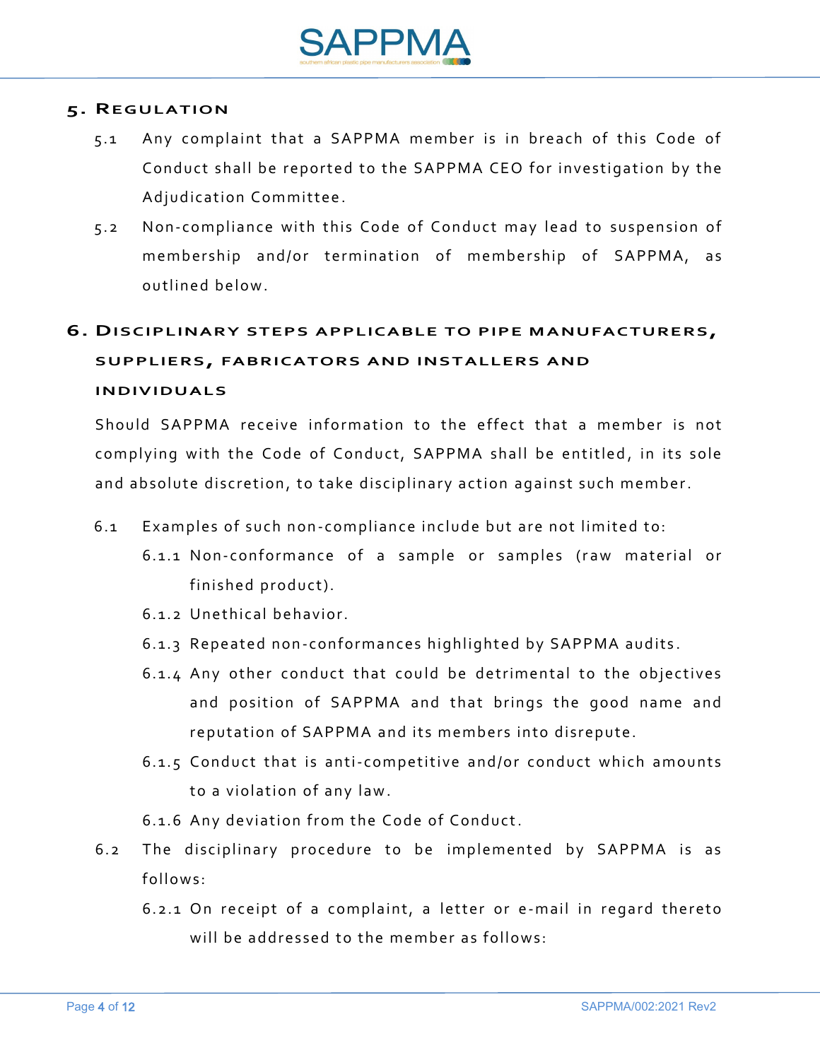## 5. Regulation

5.1 Any complaint that a SAPPMA member is in breach of this Code of Conduct shall be reported to the SAPPMA CEO for investigation by the Adjudication Committee.

5.2 Non-compliance with this Code of Conduct may lead to suspension of membership and/or termination of membership of SAPPMA, as outlined below.

## 6. Disciplinary steps applicable to pipe manufacturers, suppliers, fabricators and installers and individuals

Should SAPPMA receive information to the effect that a member is not complying with the Code of Conduct, SAPPMA shall be entitled, in its sole and absolute discretion, to take disciplinary action against such member.

6.1 Examples of such non-compliance include but are not limited to:

6.1.1 Non-conformance of a sample or samples (raw material or finished product).

6.1.2 Unethical behavior.

6.1.3 Repeated non-conformances highlighted by SAPPMA audits.

6.1.4 Any other conduct that could be detrimental to the objectives and position of SAPPMA and that brings the good name and reputation of SAPPMA and its members into disrepute.

6.1.5 Conduct that is anti-competitive and/or conduct which amounts to a violation of any law.

6.1.6 Any deviation from the Code of Conduct.

6.2 The disciplinary procedure to be implemented by SAPPMA is as follows:

6.2.1 On receipt of a complaint, a letter or e-mail in regard thereto will be addressed to the member as follows: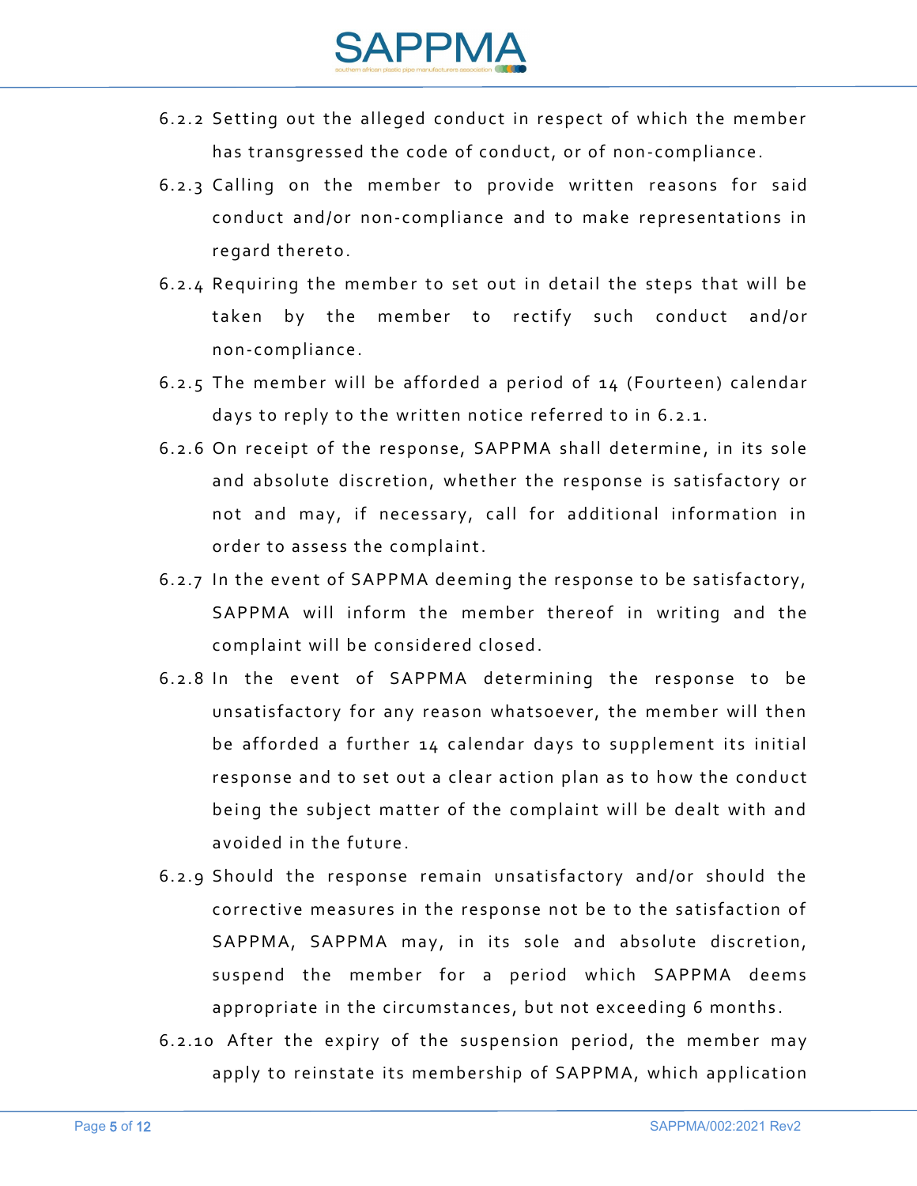6.2.2 Setting out the alleged conduct in respect of which the member has transgressed the code of conduct, or of non-compliance.

6.2.3 Calling on the member to provide written reasons for said conduct and/or non-compliance and to make representations in regard thereto.

6.2.4 Requiring the member to set out in detail the steps that will be taken by the member to rectify such conduct and/or non-compliance.

6.2.5 The member will be afforded a period of 14 (Fourteen) calendar days to reply to the written notice referred to in 6.2.1.

6.2.6 On receipt of the response, SAPPMA shall determine, in its sole and absolute discretion, whether the response is satisfactory or not and may, if necessary, call for additional information in order to assess the complaint.

6.2.7 In the event of SAPPMA deeming the response to be satisfactory, SAPPMA will inform the member thereof in writing and the complaint will be considered closed.

6.2.8 In the event of SAPPMA determining the response to be unsatisfactory for any reason whatsoever, the member will then be afforded a further 14 calendar days to supplement its initial response and to set out a clear action plan as to how the conduct being the subject matter of the complaint will be dealt with and avoided in the future.

6.2.9 Should the response remain unsatisfactory and/or should the corrective measures in the response not be to the satisfaction of SAPPMA, SAPPMA may, in its sole and absolute discretion, suspend the member for a period which SAPPMA deems appropriate in the circumstances, but not exceeding 6 months.

6.2.10 After the expiry of the suspension period, the member may apply to reinstate its membership of SAPPMA, which application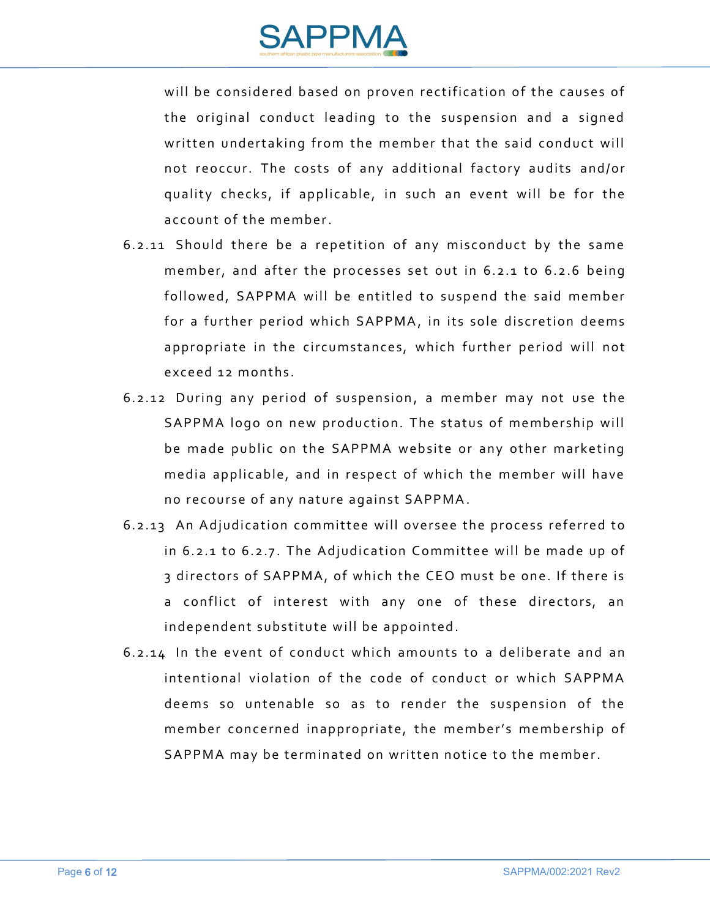will be considered based on proven rectification of the causes of the original conduct leading to the suspension and a signed written undertaking from the member that the said conduct will not reoccur. The costs of any additional factory audits and/or quality checks, if applicable, in such an event will be for the account of the member.

6.2.11 Should there be a repetition of any misconduct by the same member, and after the processes set out in 6.2.1 to 6.2.6 being followed, SAPPMA will be entitled to suspend the said member for a further period which SAPPMA, in its sole discretion deems appropriate in the circumstances, which further period will not exceed 12 months.

6.2.12 During any period of suspension, a member may not use the SAPPMA logo on new production. The status of membership will be made public on the SAPPMA website or any other marketing media applicable, and in respect of which the member will have no recourse of any nature against SAPPMA.

6.2.13 An Adjudication committee will oversee the process referred to in 6.2.1 to 6.2.7. The Adjudication Committee will be made up of 3 directors of SAPPMA, of which the CEO must be one. If there is a conflict of interest with any one of these directors, an independent substitute will be appointed.

6.2.14 In the event of conduct which amounts to a deliberate and an intentional violation of the code of conduct or which SAPPMA deems so untenable so as to render the suspension of the member concerned inappropriate, the member's membership of SAPPMA may be terminated on written notice to the member.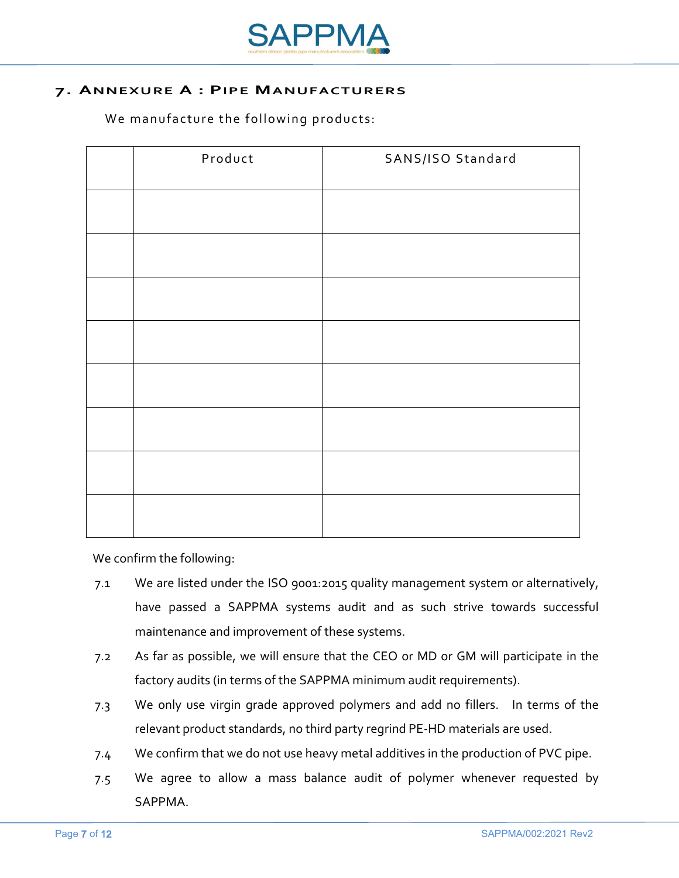## 7. Annexure A : Pipe Manufacturers

We manufacture the following products:

| | Product | SANS/ISO Standard |
|---|---|---|
| | | |
| | | |
| | | |
| | | |
| | | |
| | | |
| | | |
| | | |

We confirm the following:

7.1 We are listed under the ISO 9001:2015 quality management system or alternatively, have passed a SAPPMA systems audit and as such strive towards successful maintenance and improvement of these systems.

7.2 As far as possible, we will ensure that the CEO or MD or GM will participate in the factory audits (in terms of the SAPPMA minimum audit requirements).

7.3 We only use virgin grade approved polymers and add no fillers. In terms of the relevant product standards, no third party regrind PE-HD materials are used.

7.4 We confirm that we do not use heavy metal additives in the production of PVC pipe.

7.5 We agree to allow a mass balance audit of polymer whenever requested by SAPPMA.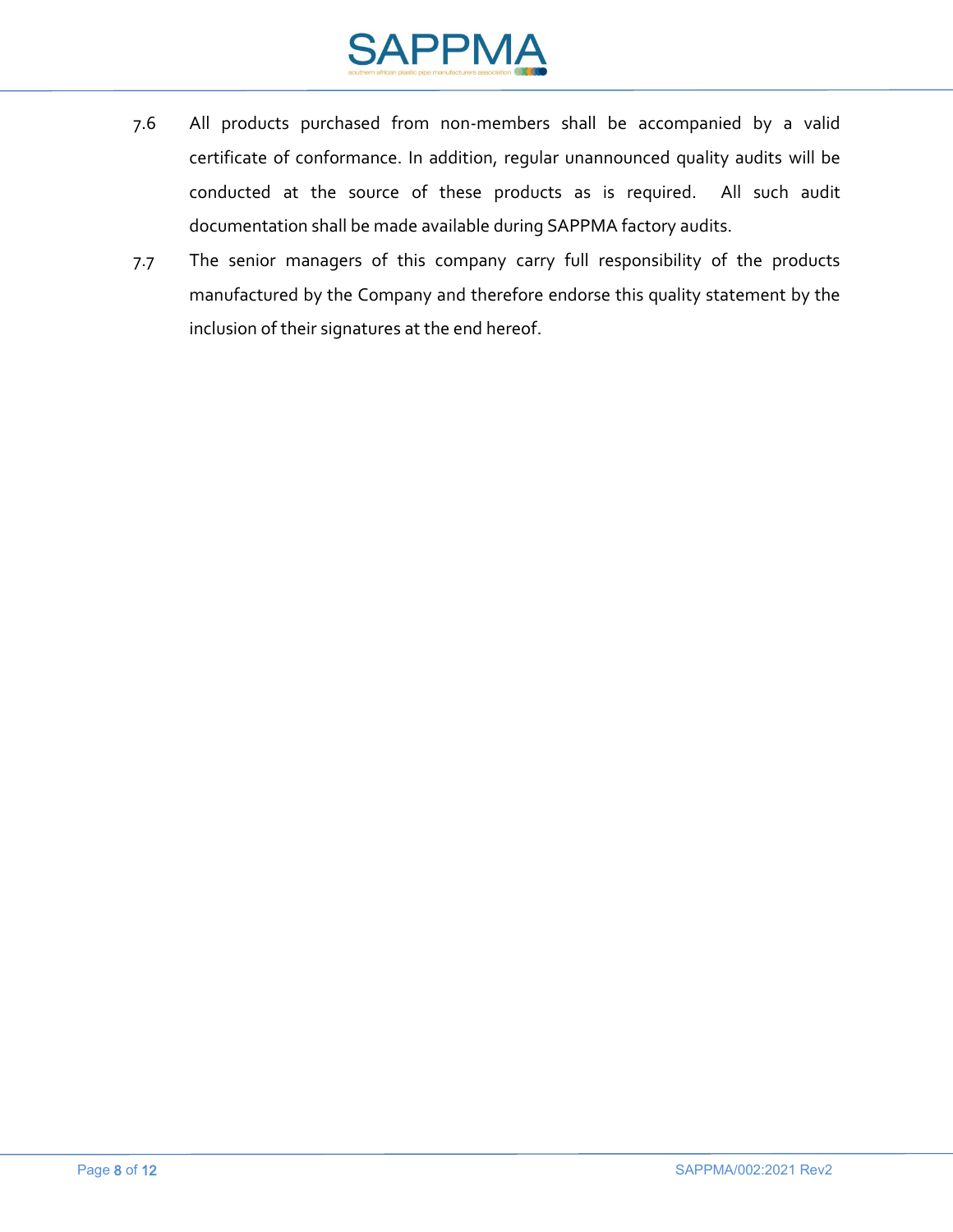7.6 All products purchased from non-members shall be accompanied by a valid certificate of conformance. In addition, regular unannounced quality audits will be conducted at the source of these products as is required. All such audit documentation shall be made available during SAPPMA factory audits.

7.7 The senior managers of this company carry full responsibility of the products manufactured by the Company and therefore endorse this quality statement by the inclusion of their signatures at the end hereof.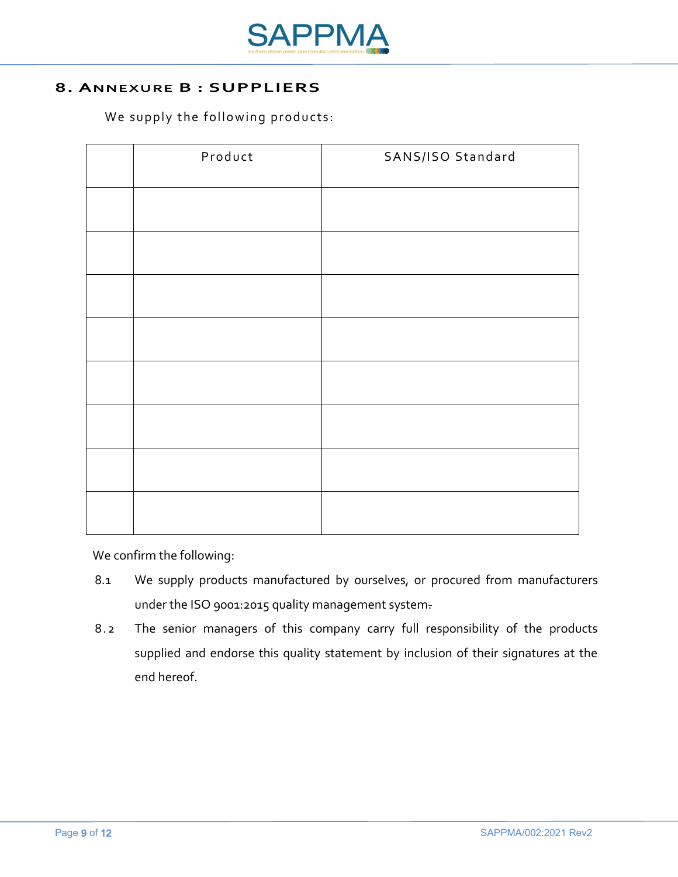## 8. Annexure B : SUPPLIERS

We supply the following products:

| | Product | SANS/ISO Standard |
|---|---|---|
| | | |
| | | |
| | | |
| | | |
| | | |
| | | |
| | | |
| | | |

We confirm the following:

8.1 We supply products manufactured by ourselves, or procured from manufacturers under the ISO 9001:2015 quality management system.

8.2 The senior managers of this company carry full responsibility of the products supplied and endorse this quality statement by inclusion of their signatures at the end hereof.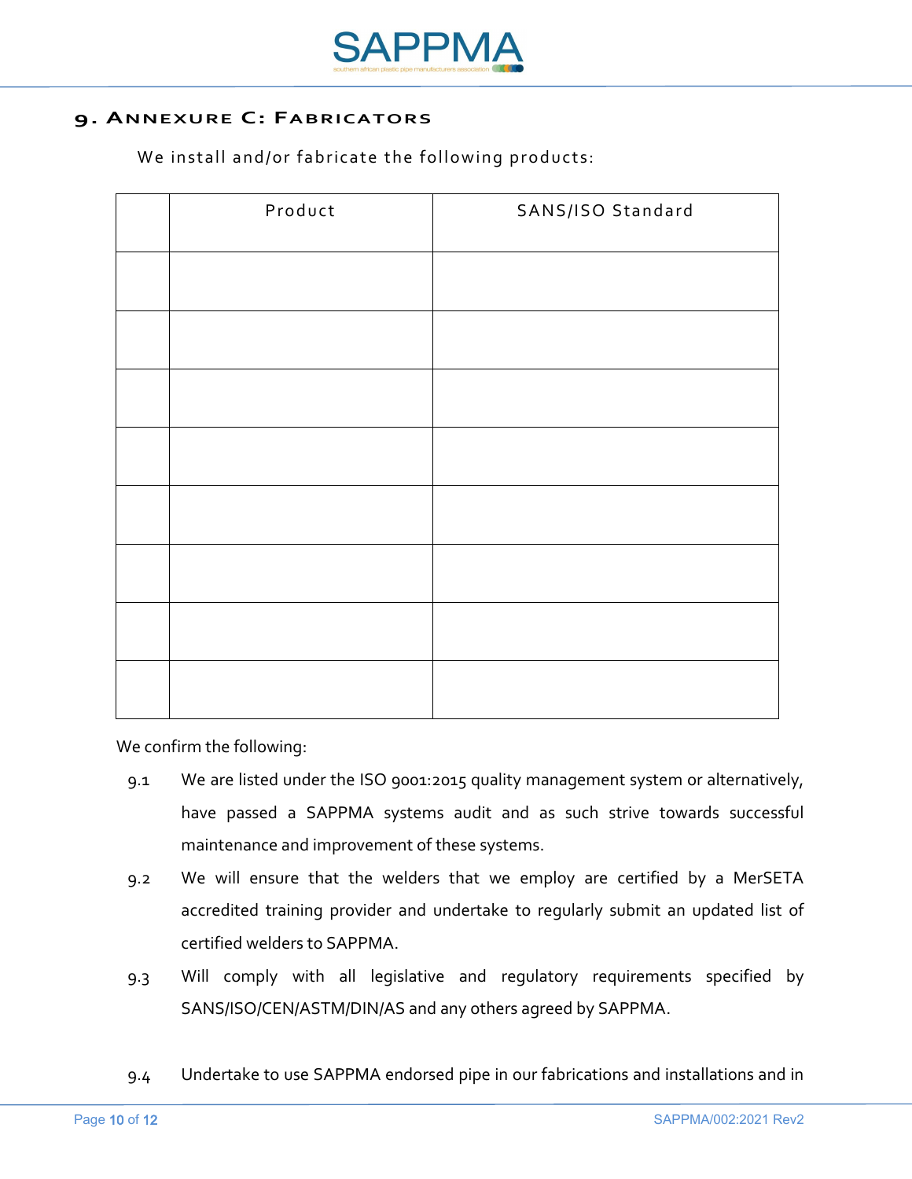## 9. Annexure C: Fabricators

We install and/or fabricate the following products:

| | Product | SANS/ISO Standard |
|---|---|---|
| | | |
| | | |
| | | |
| | | |
| | | |
| | | |
| | | |
| | | |

We confirm the following:

9.1 We are listed under the ISO 9001:2015 quality management system or alternatively, have passed a SAPPMA systems audit and as such strive towards successful maintenance and improvement of these systems.

9.2 We will ensure that the welders that we employ are certified by a MerSETA accredited training provider and undertake to regularly submit an updated list of certified welders to SAPPMA.

9.3 Will comply with all legislative and regulatory requirements specified by SANS/ISO/CEN/ASTM/DIN/AS and any others agreed by SAPPMA.

9.4 Undertake to use SAPPMA endorsed pipe in our fabrications and installations and in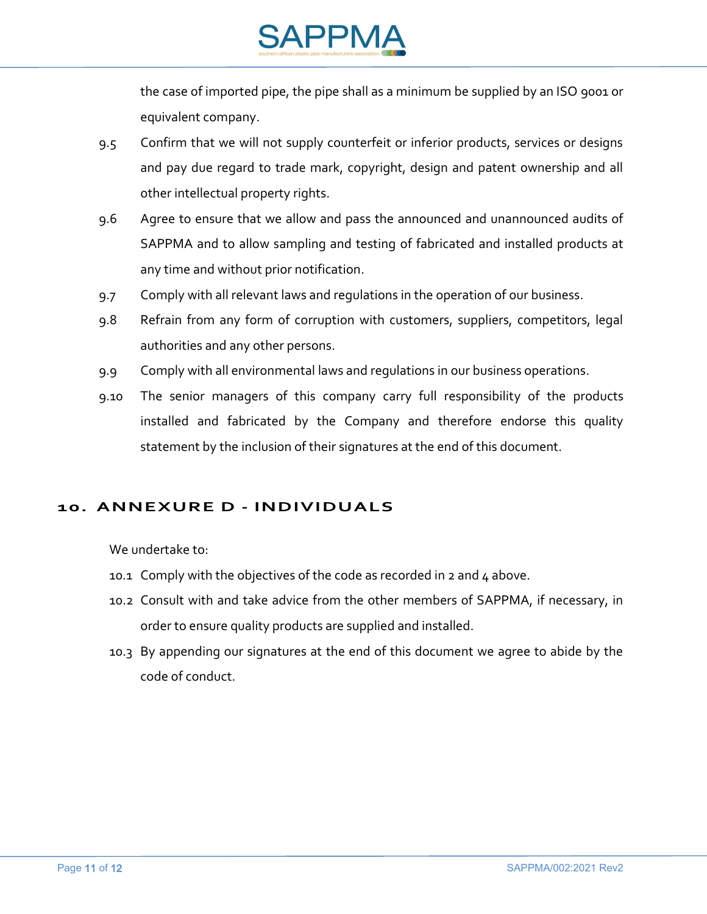the case of imported pipe, the pipe shall as a minimum be supplied by an ISO 9001 or equivalent company.

9.5 Confirm that we will not supply counterfeit or inferior products, services or designs and pay due regard to trade mark, copyright, design and patent ownership and all other intellectual property rights.

9.6 Agree to ensure that we allow and pass the announced and unannounced audits of SAPPMA and to allow sampling and testing of fabricated and installed products at any time and without prior notification.

9.7 Comply with all relevant laws and regulations in the operation of our business.

9.8 Refrain from any form of corruption with customers, suppliers, competitors, legal authorities and any other persons.

9.9 Comply with all environmental laws and regulations in our business operations.

9.10 The senior managers of this company carry full responsibility of the products installed and fabricated by the Company and therefore endorse this quality statement by the inclusion of their signatures at the end of this document.

## 10. ANNEXURE D - INDIVIDUALS

We undertake to:

10.1 Comply with the objectives of the code as recorded in 2 and 4 above.

10.2 Consult with and take advice from the other members of SAPPMA, if necessary, in order to ensure quality products are supplied and installed.

10.3 By appending our signatures at the end of this document we agree to abide by the code of conduct.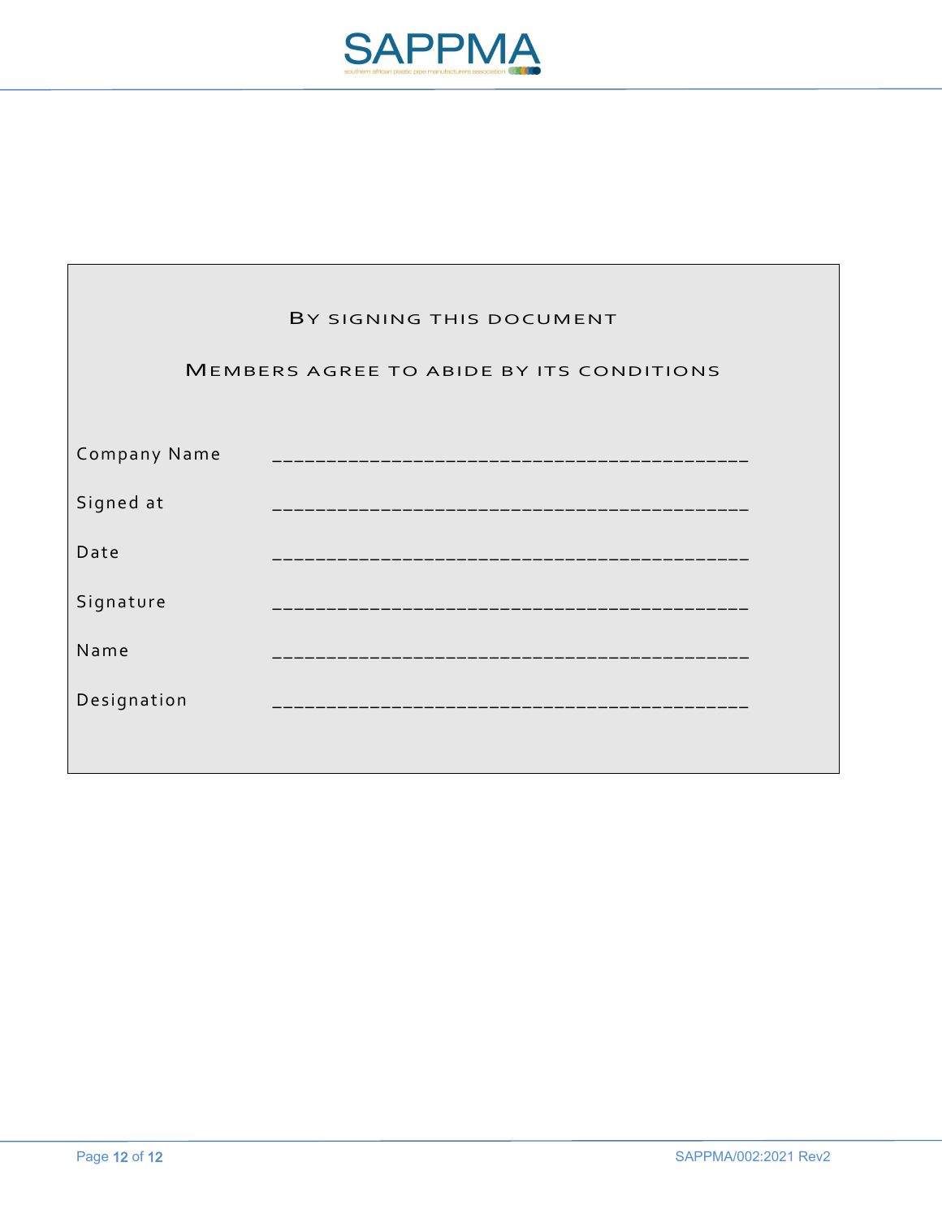BY SIGNING THIS DOCUMENT

MEMBERS AGREE TO ABIDE BY ITS CONDITIONS

Company Name ___________________________________________

Signed at ___________________________________________

Date ___________________________________________

Signature ___________________________________________

Name ___________________________________________

Designation ___________________________________________